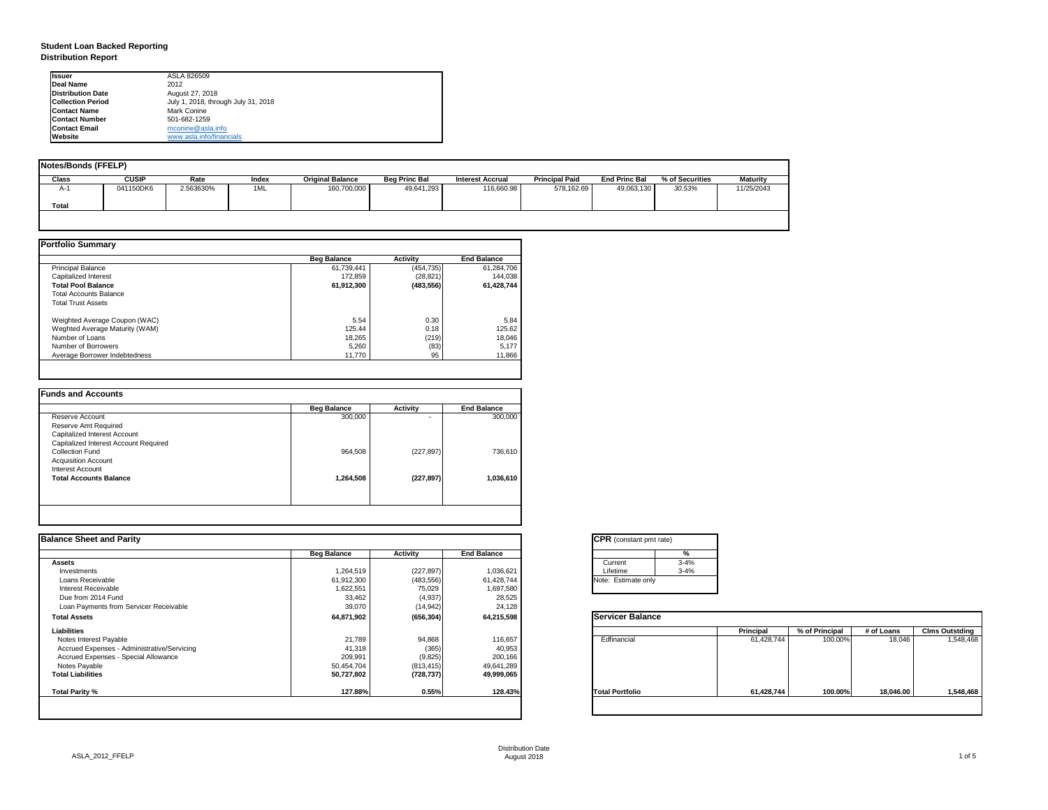# Student Loan Backed Reporting
## Distribution Report

| | |
|---|---|
| **Issuer** | ASLA 826509 |
| **Deal Name** | 2012 |
| **Distribution Date** | August 27, 2018 |
| **Collection Period** | July 1, 2018, through July 31, 2018 |
| **Contact Name** | Mark Conine |
| **Contact Number** | 501-682-1259 |
| **Contact Email** | mconine@asla.info |
| **Website** | www.asla.info/financials |

**Notes/Bonds (FFELP)**

| Class | CUSIP | Rate | Index | Original Balance | Beg Princ Bal | Interest Accrual | Principal Paid | End Princ Bal | % of Securities | Maturity |
|---|---|---|---|---|---|---|---|---|---|---|
| A-1 | 041150DK6 | 2.563630% | 1ML | 160,700,000 | 49,641,293 | 116,660.98 | 578,162.69 | 49,063,130 | *30.53%* | 11/25/2043 |
| **Total** | | | | | | | | | | |

**Portfolio Summary**

| | Beg Balance | Activity | End Balance |
|---|---|---|---|
| Principal Balance | 61,739,441 | (454,735) | 61,284,706 |
| Capitalized Interest | 172,859 | (28,821) | 144,038 |
| **Total Pool Balance** | **61,912,300** | **(483,556)** | **61,428,744** |
| Total Accounts Balance | | | |
| Total Trust Assets | | | |
| Weghted Average Coupon (WAC) | 5.54 | 0.30 | 5.84 |
| Weghted Average Maturity (WAM) | 125.44 | 0.18 | 125.62 |
| Number of Loans | 18,265 | (219) | 18,046 |
| Number of Borrowers | 5,260 | (83) | 5,177 |
| Average Borrower Indebtedness | 11,770 | 95 | 11,866 |

**Funds and Accounts**

| | Beg Balance | Activity | End Balance |
|---|---|---|---|
| Reserve Account | 300,000 | - | 300,000 |
| Reserve Amt Required | | | |
| Capitalized Interest Account | | | |
| Capitalized Interest Account Required | | | |
| Collection Fund | 964,508 | (227,897) | 736,610 |
| Acquisition Account | | | |
| Interest Account | | | |
| **Total Accounts Balance** | **1,264,508** | **(227,897)** | **1,036,610** |

**Balance Sheet and Parity**

| | Beg Balance | Activity | End Balance |
|---|---|---|---|
| **Assets** | | | |
| Investments | 1,264,519 | (227,897) | 1,036,621 |
| Loans Receivable | 61,912,300 | (483,556) | 61,428,744 |
| Interest Receivable | 1,622,551 | 75,029 | 1,697,580 |
| Due from 2014 Fund | 33,462 | (4,937) | 28,525 |
| Loan Payments from Servicer Receivable | 39,070 | (14,942) | 24,128 |
| **Total Assets** | **64,871,902** | **(656,304)** | **64,215,598** |
| **Liabilities** | | | |
| Notes Interest Payable | 21,789 | 94,868 | 116,657 |
| Accrued Expenses - Administrative/Servicing | 41,318 | (365) | 40,953 |
| Accrued Expenses - Special Allowance | 209,991 | (9,825) | 200,166 |
| Notes Payable | 50,454,704 | (813,415) | 49,641,289 |
| **Total Liabilities** | **50,727,802** | **(728,737)** | **49,999,065** |
| **Total Parity %** | **127.88%** | **0.55%** | **128.43%** |

**CPR** (constant pmt rate)

| | % |
|---|---|
| Current | 3-4% |
| Lifetime | 3-4% |

Note: Estimate only

**Servicer Balance**

| | Principal | % of Principal | # of Loans | Clms Outstding |
|---|---|---|---|---|
| Edfinancial | 61,428,744 | 100.00% | 18,046 | 1,548,468 |
| **Total Portfolio** | **61,428,744** | **100.00%** | **18,046.00** | **1,548,468** |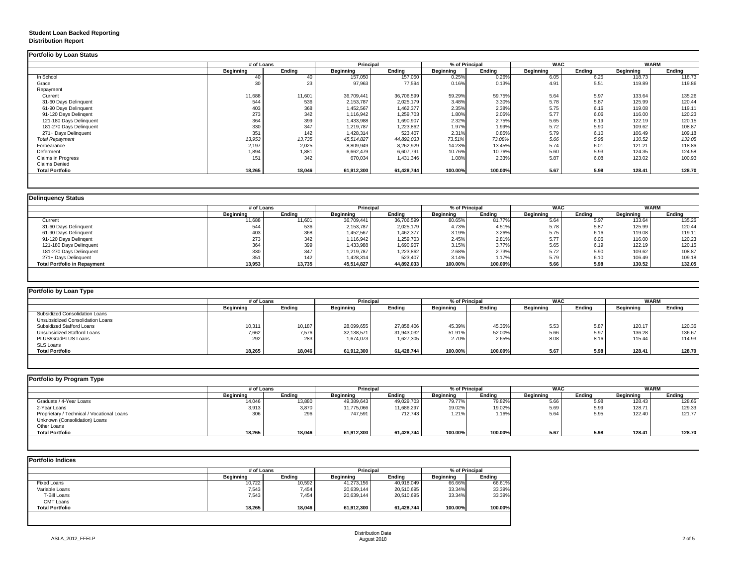**Student Loan Backed Reporting**
**Distribution Report**

## Portfolio by Loan Status

| | # of Loans | | Principal | | % of Principal | | WAC | | WARM | |
|---|---|---|---|---|---|---|---|---|---|---|
| | Beginning | Ending | Beginning | Ending | Beginning | Ending | Beginning | Ending | Beginning | Ending |
| In School | 40 | 40 | 157,050 | 157,050 | 0.25% | 0.26% | 6.05 | 6.25 | 118.73 | 118.73 |
| Grace | 30 | 23 | 97,963 | 77,594 | 0.16% | 0.13% | 4.91 | 5.51 | 119.89 | 119.86 |
| Repayment | | | | | | | | | | |
| Current | 11,688 | 11,601 | 36,709,441 | 36,706,599 | 59.29% | 59.75% | 5.64 | 5.97 | 133.64 | 135.26 |
| 31-60 Days Delinquent | 544 | 536 | 2,153,787 | 2,025,179 | 3.48% | 3.30% | 5.78 | 5.87 | 125.99 | 120.44 |
| 61-90 Days Delinquent | 403 | 368 | 1,452,567 | 1,462,377 | 2.35% | 2.38% | 5.75 | 6.16 | 119.08 | 119.11 |
| 91-120 Days Delingent | 273 | 342 | 1,116,942 | 1,259,703 | 1.80% | 2.05% | 5.77 | 6.06 | 116.00 | 120.23 |
| 121-180 Days Delinquent | 364 | 399 | 1,433,988 | 1,690,907 | 2.32% | 2.75% | 5.65 | 6.19 | 122.19 | 120.15 |
| 181-270 Days Delinquent | 330 | 347 | 1,219,787 | 1,223,862 | 1.97% | 1.99% | 5.72 | 5.90 | 109.62 | 108.87 |
| 271+ Days Delinquent | 351 | 142 | 1,428,314 | 523,407 | 2.31% | 0.85% | 5.79 | 6.10 | 106.49 | 109.18 |
| *Total Repayment* | *13,953* | *13,735* | *45,514,827* | *44,892,033* | *73.51%* | *73.08%* | *5.66* | *5.98* | *130.52* | *132.05* |
| Forbearance | 2,197 | 2,025 | 8,809,949 | 8,262,929 | 14.23% | 13.45% | 5.74 | 6.01 | 121.21 | 118.86 |
| Deferment | 1,894 | 1,881 | 6,662,479 | 6,607,791 | 10.76% | 10.76% | 5.60 | 5.93 | 124.35 | 124.58 |
| Claims in Progress | 151 | 342 | 670,034 | 1,431,346 | 1.08% | 2.33% | 5.87 | 6.08 | 123.02 | 100.93 |
| Claims Denied | | | | | | | | | | |
| **Total Portfolio** | **18,265** | **18,046** | **61,912,300** | **61,428,744** | **100.00%** | **100.00%** | **5.67** | **5.98** | **128.41** | **128.70** |

## Delinquency Status

| | # of Loans | | Principal | | % of Principal | | WAC | | WARM | |
|---|---|---|---|---|---|---|---|---|---|---|
| | Beginning | Ending | Beginning | Ending | Beginning | Ending | Beginning | Ending | Beginning | Ending |
| Current | 11,688 | 11,601 | 36,709,441 | 36,706,599 | 80.65% | 81.77% | 5.64 | 5.97 | 133.64 | 135.26 |
| 31-60 Days Delinquent | 544 | 536 | 2,153,787 | 2,025,179 | 4.73% | 4.51% | 5.78 | 5.87 | 125.99 | 120.44 |
| 61-90 Days Delinquent | 403 | 368 | 1,452,567 | 1,462,377 | 3.19% | 3.26% | 5.75 | 6.16 | 119.08 | 119.11 |
| 91-120 Days Delingent | 273 | 342 | 1,116,942 | 1,259,703 | 2.45% | 2.81% | 5.77 | 6.06 | 116.00 | 120.23 |
| 121-180 Days Delinquent | 364 | 399 | 1,433,988 | 1,690,907 | 3.15% | 3.77% | 5.65 | 6.19 | 122.19 | 120.15 |
| 181-270 Days Delinquent | 330 | 347 | 1,219,787 | 1,223,862 | 2.68% | 2.73% | 5.72 | 5.90 | 109.62 | 108.87 |
| 271+ Days Delinquent | 351 | 142 | 1,428,314 | 523,407 | 3.14% | 1.17% | 5.79 | 6.10 | 106.49 | 109.18 |
| **Total Portfolio in Repayment** | **13,953** | **13,735** | **45,514,827** | **44,892,033** | **100.00%** | **100.00%** | **5.66** | **5.98** | **130.52** | **132.05** |

## Portfolio by Loan Type

| | # of Loans | | Principal | | % of Principal | | WAC | | WARM | |
|---|---|---|---|---|---|---|---|---|---|---|
| | Beginning | Ending | Beginning | Ending | Beginning | Ending | Beginning | Ending | Beginning | Ending |
| Subsidized Consolidation Loans | | | | | | | | | | |
| Unsubsidized Consolidation Loans | | | | | | | | | | |
| Subsidized Stafford Loans | 10,311 | 10,187 | 28,099,655 | 27,858,406 | 45.39% | 45.35% | 5.53 | 5.87 | 120.17 | 120.36 |
| Unsubsidized Stafford Loans | 7,662 | 7,576 | 32,138,571 | 31,943,032 | 51.91% | 52.00% | 5.66 | 5.97 | 136.28 | 136.67 |
| PLUS/GradPLUS Loans | 292 | 283 | 1,674,073 | 1,627,305 | 2.70% | 2.65% | 8.08 | 8.16 | 115.44 | 114.93 |
| SLS Loans | | | | | | | | | | |
| **Total Portfolio** | **18,265** | **18,046** | **61,912,300** | **61,428,744** | **100.00%** | **100.00%** | **5.67** | **5.98** | **128.41** | **128.70** |

## Portfolio by Program Type

| | # of Loans | | Principal | | % of Principal | | WAC | | WARM | |
|---|---|---|---|---|---|---|---|---|---|---|
| | Beginning | Ending | Beginning | Ending | Beginning | Ending | Beginning | Ending | Beginning | Ending |
| Graduate / 4-Year Loans | 14,046 | 13,880 | 49,389,643 | 49,029,703 | 79.77% | 79.82% | 5.66 | 5.98 | 128.43 | 128.65 |
| 2-Year Loans | 3,913 | 3,870 | 11,775,066 | 11,686,297 | 19.02% | 19.02% | 5.69 | 5.99 | 128.71 | 129.33 |
| Proprietary / Technical / Vocational Loans | 306 | 296 | 747,591 | 712,743 | 1.21% | 1.16% | 5.64 | 5.95 | 122.40 | 121.77 |
| Unknown (Consolidation) Loans | | | | | | | | | | |
| Other Loans | | | | | | | | | | |
| **Total Portfolio** | **18,265** | **18,046** | **61,912,300** | **61,428,744** | **100.00%** | **100.00%** | **5.67** | **5.98** | **128.41** | **128.70** |

## Portfolio Indices

| | # of Loans | | Principal | | % of Principal | |
|---|---|---|---|---|---|---|
| | Beginning | Ending | Beginning | Ending | Beginning | Ending |
| Fixed Loans | 10,722 | 10,592 | 41,273,156 | 40,918,049 | 66.66% | 66.61% |
| Variable Loans | 7,543 | 7,454 | 20,639,144 | 20,510,695 | 33.34% | 33.39% |
| T-Bill Loans | 7,543 | 7,454 | 20,639,144 | 20,510,695 | 33.34% | 33.39% |
| CMT Loans | | | | | | |
| **Total Portfolio** | **18,265** | **18,046** | **61,912,300** | **61,428,744** | **100.00%** | **100.00%** |

ASLA_2012_FFELP

Distribution Date
August 2018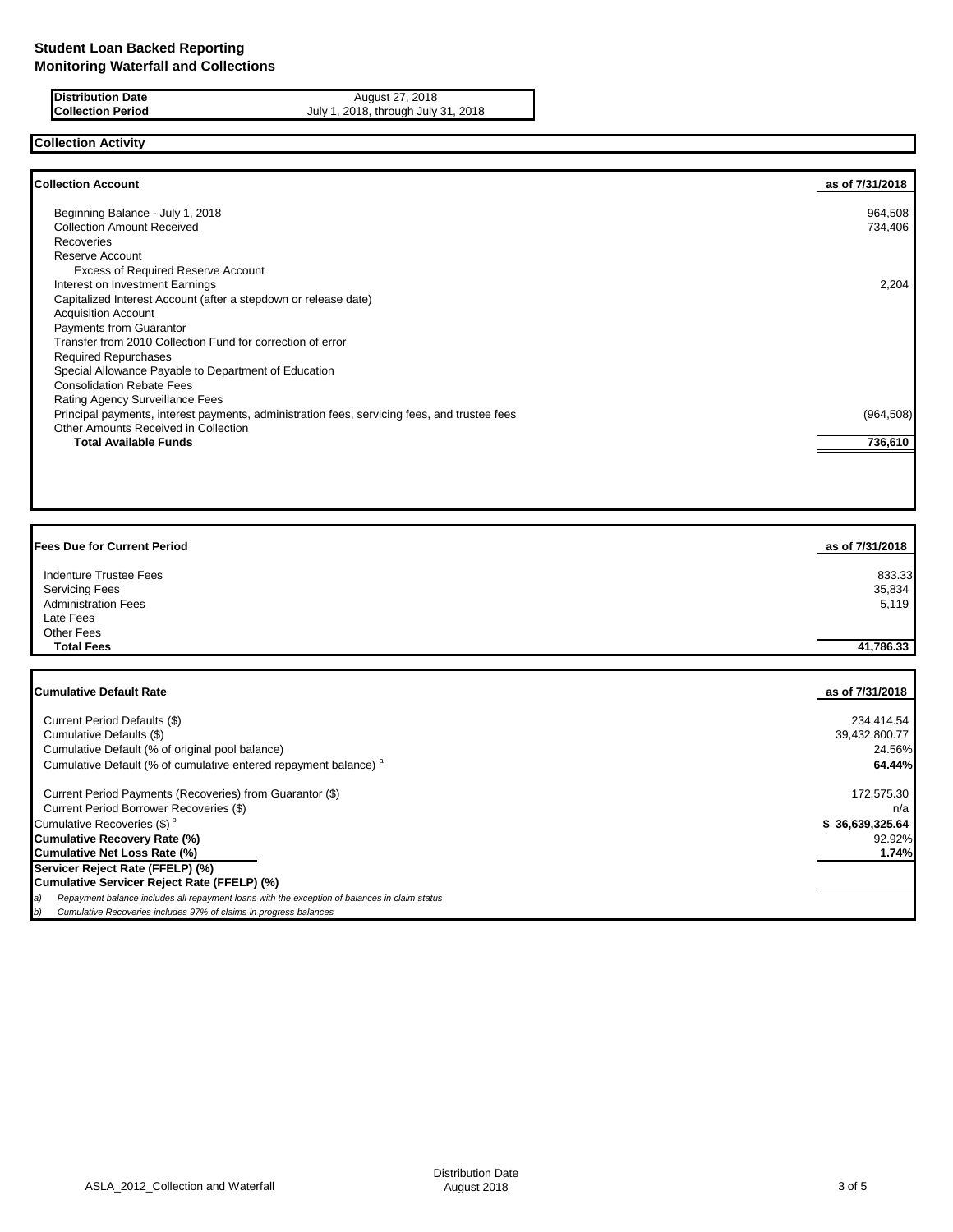**Student Loan Backed Reporting**
**Monitoring Waterfall and Collections**

| | |
|---|---|
| **Distribution Date** | August 27, 2018 |
| **Collection Period** | July 1, 2018, through July 31, 2018 |

## Collection Activity

| **Collection Account** | **as of 7/31/2018** |
|---|---|
| Beginning Balance - July 1, 2018 | 964,508 |
| Collection Amount Received | 734,406 |
| Recoveries | |
| Reserve Account | |
| Excess of Required Reserve Account | |
| Interest on Investment Earnings | 2,204 |
| Capitalized Interest Account (after a stepdown or release date) | |
| Acquisition Account | |
| Payments from Guarantor | |
| Transfer from 2010 Collection Fund for correction of error | |
| Required Repurchases | |
| Special Allowance Payable to Department of Education | |
| Consolidation Rebate Fees | |
| Rating Agency Surveillance Fees | |
| Principal payments, interest payments, administration fees, servicing fees, and trustee fees | (964,508) |
| Other Amounts Received in Collection | |
| **Total Available Funds** | **736,610** |

| **Fees Due for Current Period** | **as of 7/31/2018** |
|---|---|
| Indenture Trustee Fees | 833.33 |
| Servicing Fees | 35,834 |
| Administration Fees | 5,119 |
| Late Fees | |
| Other Fees | |
| **Total Fees** | **41,786.33** |

| **Cumulative Default Rate** | **as of 7/31/2018** |
|---|---|
| Current Period Defaults ($) | 234,414.54 |
| Cumulative Defaults ($) | 39,432,800.77 |
| Cumulative Default (% of original pool balance) | 24.56% |
| Cumulative Default (% of cumulative entered repayment balance) [a] | **64.44%** |
| Current Period Payments (Recoveries) from Guarantor ($) | 172,575.30 |
| Current Period Borrower Recoveries ($) | n/a |
| Cumulative Recoveries ($) [b] | **$ 36,639,325.64** |
| **Cumulative Recovery Rate (%)** | 92.92% |
| **Cumulative Net Loss Rate (%)** | **1.74%** |
| **Servicer Reject Rate (FFELP) (%)** | |
| **Cumulative Servicer Reject Rate (FFELP) (%)** | |

*a) Repayment balance includes all repayment loans with the exception of balances in claim status*

*b) Cumulative Recoveries includes 97% of claims in progress balances*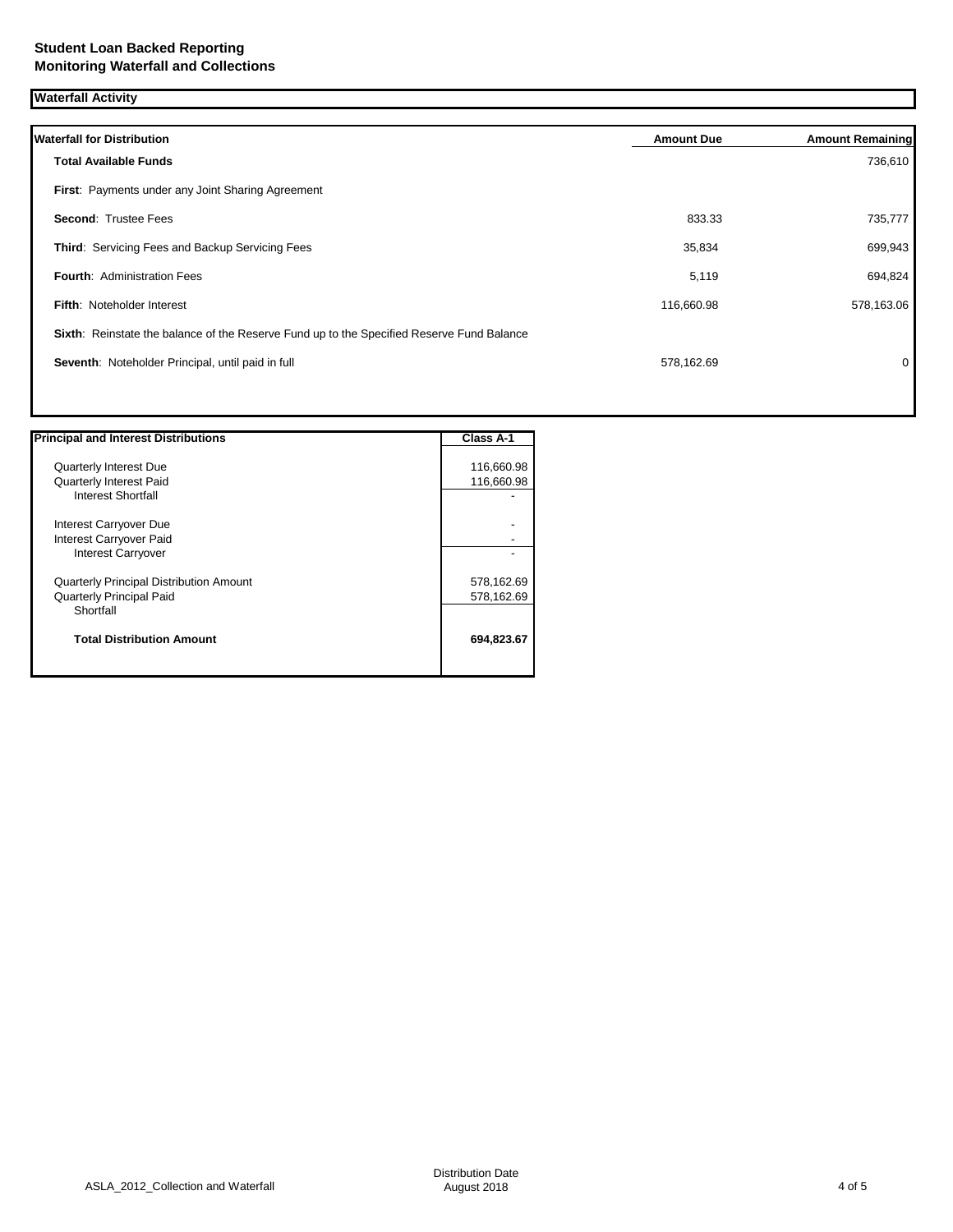**Student Loan Backed Reporting**
**Monitoring Waterfall and Collections**

## Waterfall Activity

| Waterfall for Distribution | Amount Due | Amount Remaining |
|---|---|---|
| **Total Available Funds** | | 736,610 |
| **First**: Payments under any Joint Sharing Agreement | | |
| **Second**: Trustee Fees | 833.33 | 735,777 |
| **Third**: Servicing Fees and Backup Servicing Fees | 35,834 | 699,943 |
| **Fourth**: Administration Fees | 5,119 | 694,824 |
| **Fifth**: Noteholder Interest | 116,660.98 | 578,163.06 |
| **Sixth**: Reinstate the balance of the Reserve Fund up to the Specified Reserve Fund Balance | | |
| **Seventh**: Noteholder Principal, until paid in full | 578,162.69 | 0 |

| Principal and Interest Distributions | Class A-1 |
|---|---|
| Quarterly Interest Due | 116,660.98 |
| Quarterly Interest Paid | 116,660.98 |
| Interest Shortfall | - |
| Interest Carryover Due | - |
| Interest Carryover Paid | - |
| Interest Carryover | - |
| Quarterly Principal Distribution Amount | 578,162.69 |
| Quarterly Principal Paid | 578,162.69 |
| Shortfall | |
| **Total Distribution Amount** | **694,823.67** |

ASLA_2012_Collection and Waterfall

Distribution Date
August 2018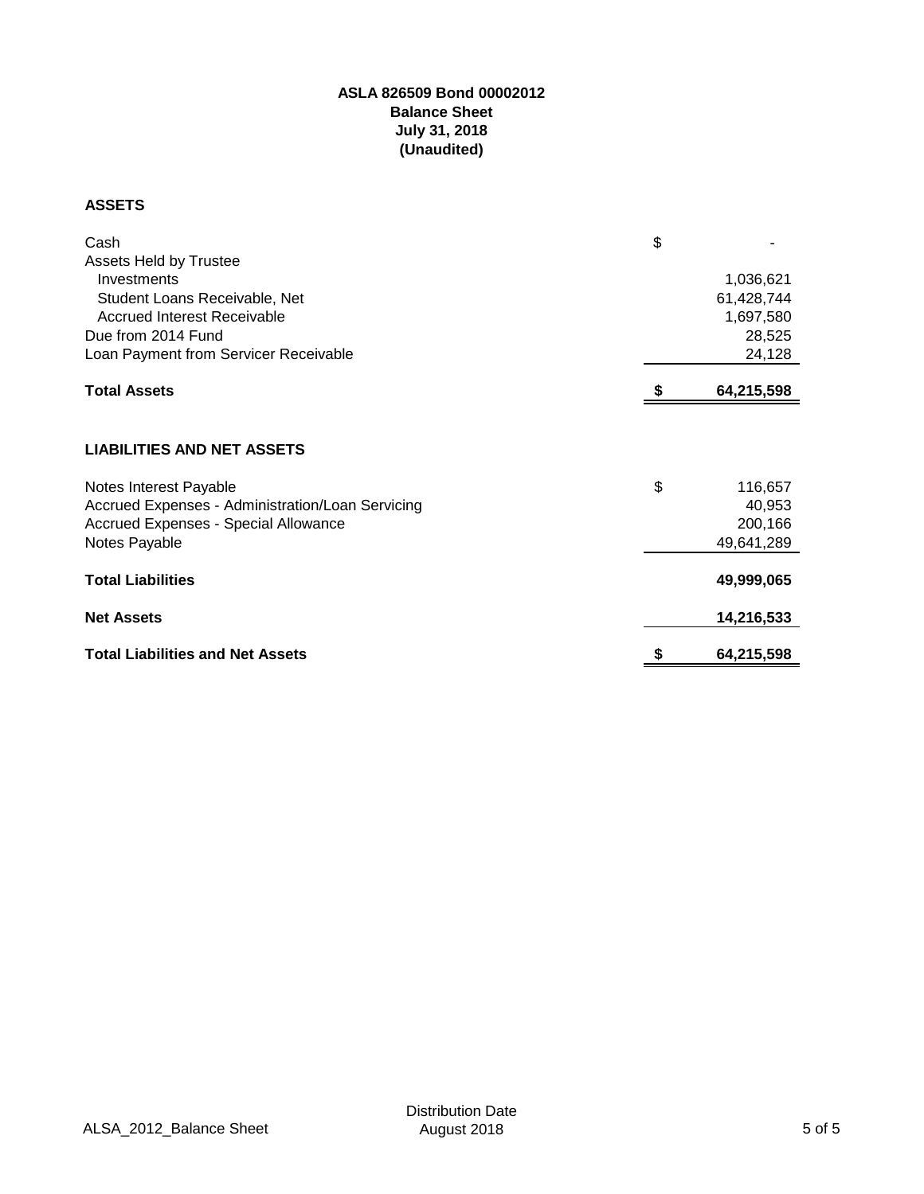**ASLA 826509 Bond 00002012**
**Balance Sheet**
**July 31, 2018**
**(Unaudited)**

**ASSETS**

| | | |
|---|---|---|
| Cash | $ | - |
| Assets Held by Trustee | | |
| Investments | | 1,036,621 |
| Student Loans Receivable, Net | | 61,428,744 |
| Accrued Interest Receivable | | 1,697,580 |
| Due from 2014 Fund | | 28,525 |
| Loan Payment from Servicer Receivable | | 24,128 |
| **Total Assets** | **$** | **64,215,598** |

**LIABILITIES AND NET ASSETS**

| | | |
|---|---|---|
| Notes Interest Payable | $ | 116,657 |
| Accrued Expenses - Administration/Loan Servicing | | 40,953 |
| Accrued Expenses - Special Allowance | | 200,166 |
| Notes Payable | | 49,641,289 |
| **Total Liabilities** | | **49,999,065** |
| **Net Assets** | | **14,216,533** |
| **Total Liabilities and Net Assets** | **$** | **64,215,598** |

ALSA_2012_Balance Sheet

Distribution Date
August 2018